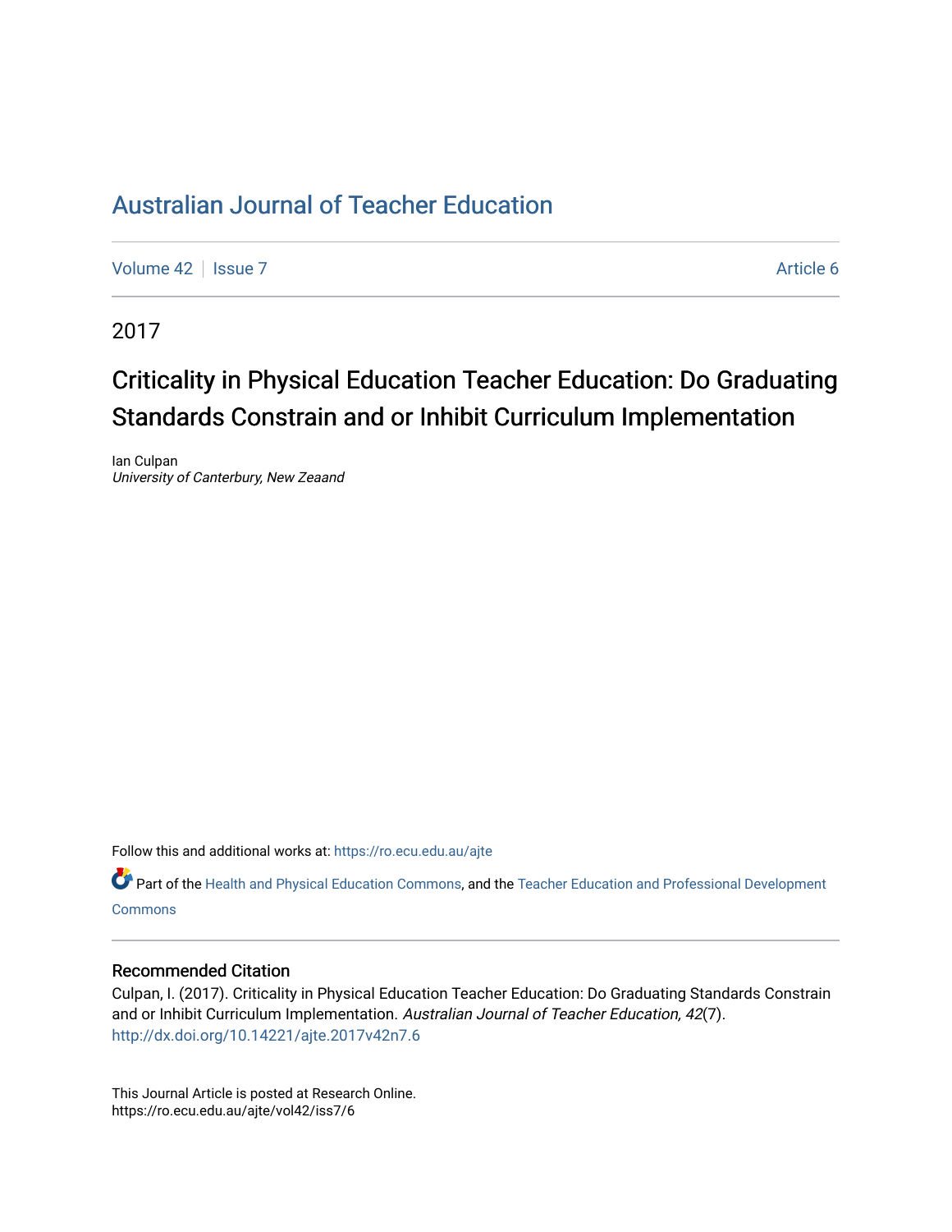# Australian Journal of Teacher Education

Volume 42 | Issue 7 Article 6

2017

## Criticality in Physical Education Teacher Education: Do Graduating Standards Constrain and or Inhibit Curriculum Implementation

Ian Culpan
*University of Canterbury, New Zeaand*

Follow this and additional works at: https://ro.ecu.edu.au/ajte

Part of the Health and Physical Education Commons, and the Teacher Education and Professional Development Commons

### Recommended Citation

Culpan, I. (2017). Criticality in Physical Education Teacher Education: Do Graduating Standards Constrain and or Inhibit Curriculum Implementation. *Australian Journal of Teacher Education, 42*(7). http://dx.doi.org/10.14221/ajte.2017v42n7.6

This Journal Article is posted at Research Online.
https://ro.ecu.edu.au/ajte/vol42/iss7/6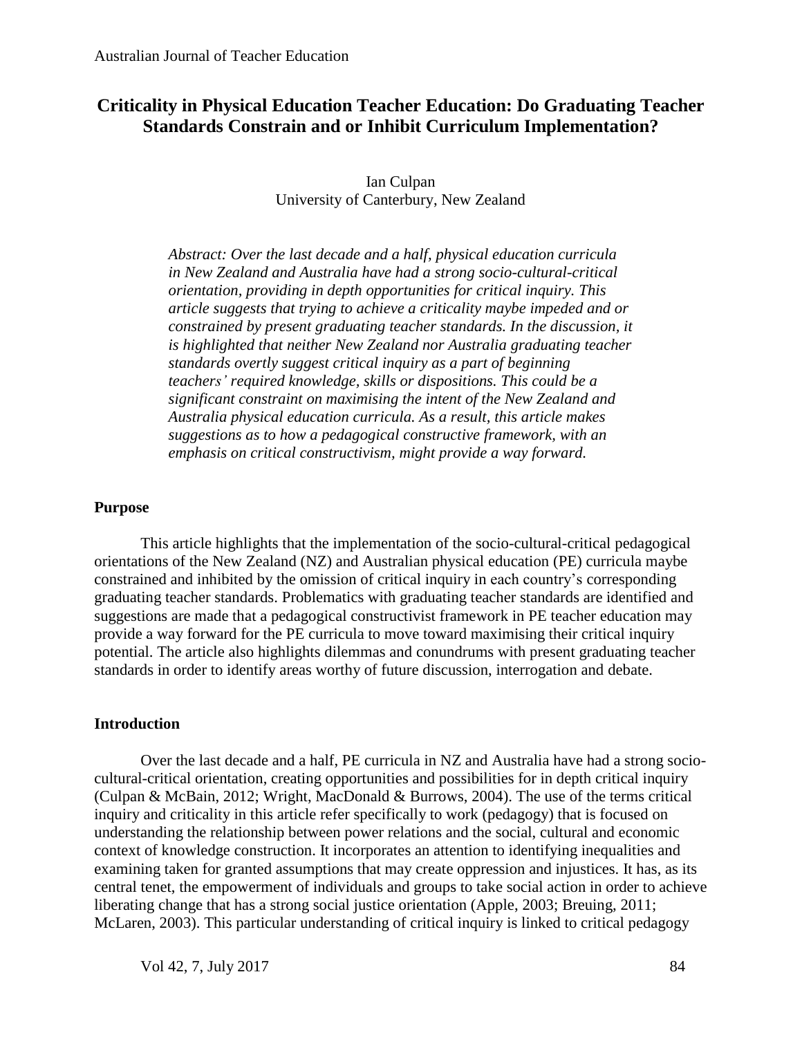# Criticality in Physical Education Teacher Education: Do Graduating Teacher Standards Constrain and or Inhibit Curriculum Implementation?

Ian Culpan
University of Canterbury, New Zealand

*Abstract: Over the last decade and a half, physical education curricula in New Zealand and Australia have had a strong socio-cultural-critical orientation, providing in depth opportunities for critical inquiry. This article suggests that trying to achieve a criticality maybe impeded and or constrained by present graduating teacher standards. In the discussion, it is highlighted that neither New Zealand nor Australia graduating teacher standards overtly suggest critical inquiry as a part of beginning teachers' required knowledge, skills or dispositions. This could be a significant constraint on maximising the intent of the New Zealand and Australia physical education curricula. As a result, this article makes suggestions as to how a pedagogical constructive framework, with an emphasis on critical constructivism, might provide a way forward.*

## Purpose

This article highlights that the implementation of the socio-cultural-critical pedagogical orientations of the New Zealand (NZ) and Australian physical education (PE) curricula maybe constrained and inhibited by the omission of critical inquiry in each country's corresponding graduating teacher standards. Problematics with graduating teacher standards are identified and suggestions are made that a pedagogical constructivist framework in PE teacher education may provide a way forward for the PE curricula to move toward maximising their critical inquiry potential. The article also highlights dilemmas and conundrums with present graduating teacher standards in order to identify areas worthy of future discussion, interrogation and debate.

## Introduction

Over the last decade and a half, PE curricula in NZ and Australia have had a strong socio-cultural-critical orientation, creating opportunities and possibilities for in depth critical inquiry (Culpan & McBain, 2012; Wright, MacDonald & Burrows, 2004). The use of the terms critical inquiry and criticality in this article refer specifically to work (pedagogy) that is focused on understanding the relationship between power relations and the social, cultural and economic context of knowledge construction. It incorporates an attention to identifying inequalities and examining taken for granted assumptions that may create oppression and injustices. It has, as its central tenet, the empowerment of individuals and groups to take social action in order to achieve liberating change that has a strong social justice orientation (Apple, 2003; Breuing, 2011; McLaren, 2003). This particular understanding of critical inquiry is linked to critical pedagogy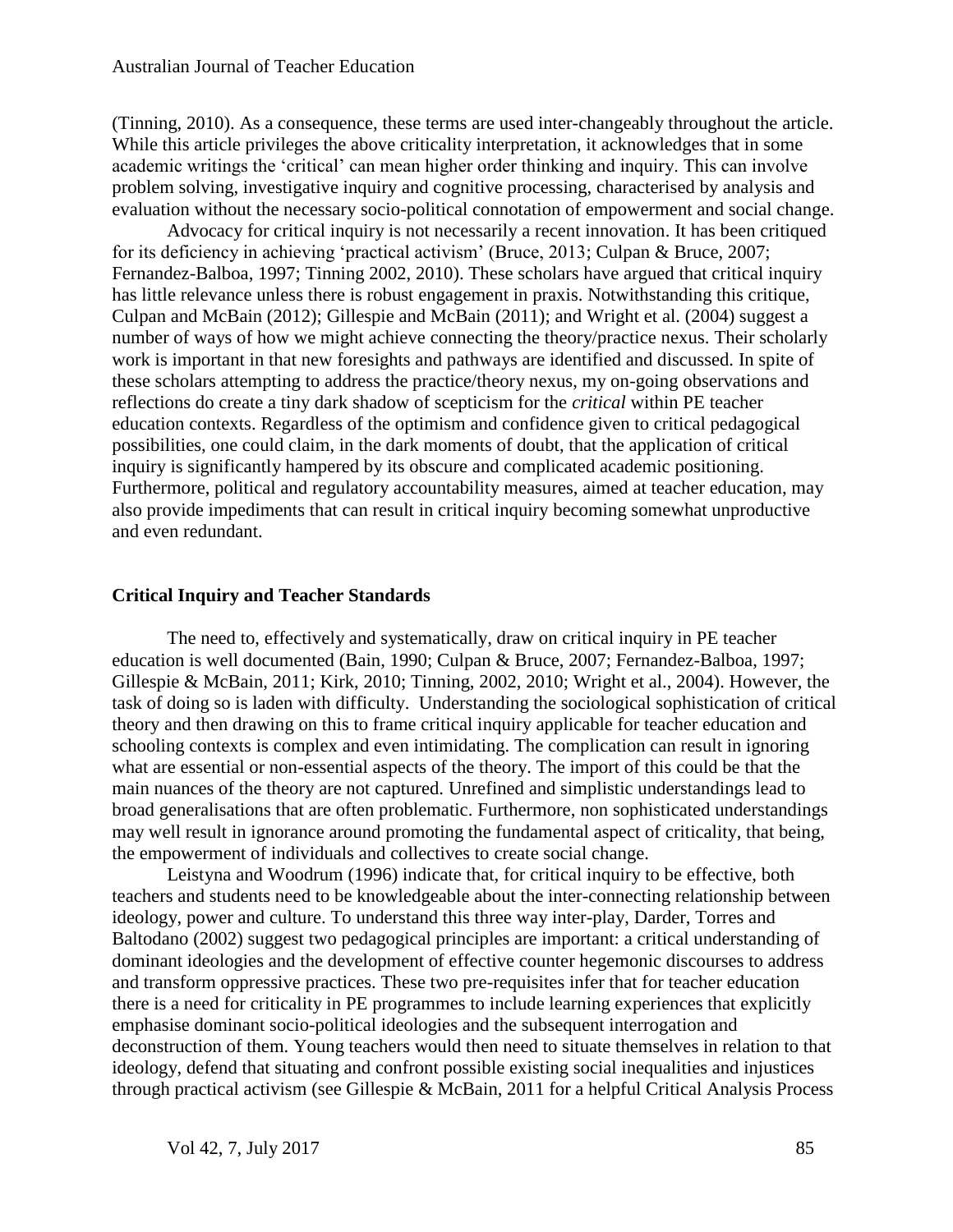(Tinning, 2010). As a consequence, these terms are used inter-changeably throughout the article. While this article privileges the above criticality interpretation, it acknowledges that in some academic writings the 'critical' can mean higher order thinking and inquiry. This can involve problem solving, investigative inquiry and cognitive processing, characterised by analysis and evaluation without the necessary socio-political connotation of empowerment and social change.

Advocacy for critical inquiry is not necessarily a recent innovation. It has been critiqued for its deficiency in achieving 'practical activism' (Bruce, 2013; Culpan & Bruce, 2007; Fernandez-Balboa, 1997; Tinning 2002, 2010). These scholars have argued that critical inquiry has little relevance unless there is robust engagement in praxis. Notwithstanding this critique, Culpan and McBain (2012); Gillespie and McBain (2011); and Wright et al. (2004) suggest a number of ways of how we might achieve connecting the theory/practice nexus. Their scholarly work is important in that new foresights and pathways are identified and discussed. In spite of these scholars attempting to address the practice/theory nexus, my on-going observations and reflections do create a tiny dark shadow of scepticism for the *critical* within PE teacher education contexts. Regardless of the optimism and confidence given to critical pedagogical possibilities, one could claim, in the dark moments of doubt, that the application of critical inquiry is significantly hampered by its obscure and complicated academic positioning. Furthermore, political and regulatory accountability measures, aimed at teacher education, may also provide impediments that can result in critical inquiry becoming somewhat unproductive and even redundant.

## Critical Inquiry and Teacher Standards

The need to, effectively and systematically, draw on critical inquiry in PE teacher education is well documented (Bain, 1990; Culpan & Bruce, 2007; Fernandez-Balboa, 1997; Gillespie & McBain, 2011; Kirk, 2010; Tinning, 2002, 2010; Wright et al., 2004). However, the task of doing so is laden with difficulty. Understanding the sociological sophistication of critical theory and then drawing on this to frame critical inquiry applicable for teacher education and schooling contexts is complex and even intimidating. The complication can result in ignoring what are essential or non-essential aspects of the theory. The import of this could be that the main nuances of the theory are not captured. Unrefined and simplistic understandings lead to broad generalisations that are often problematic. Furthermore, non sophisticated understandings may well result in ignorance around promoting the fundamental aspect of criticality, that being, the empowerment of individuals and collectives to create social change.

Leistyna and Woodrum (1996) indicate that, for critical inquiry to be effective, both teachers and students need to be knowledgeable about the inter-connecting relationship between ideology, power and culture. To understand this three way inter-play, Darder, Torres and Baltodano (2002) suggest two pedagogical principles are important: a critical understanding of dominant ideologies and the development of effective counter hegemonic discourses to address and transform oppressive practices. These two pre-requisites infer that for teacher education there is a need for criticality in PE programmes to include learning experiences that explicitly emphasise dominant socio-political ideologies and the subsequent interrogation and deconstruction of them. Young teachers would then need to situate themselves in relation to that ideology, defend that situating and confront possible existing social inequalities and injustices through practical activism (see Gillespie & McBain, 2011 for a helpful Critical Analysis Process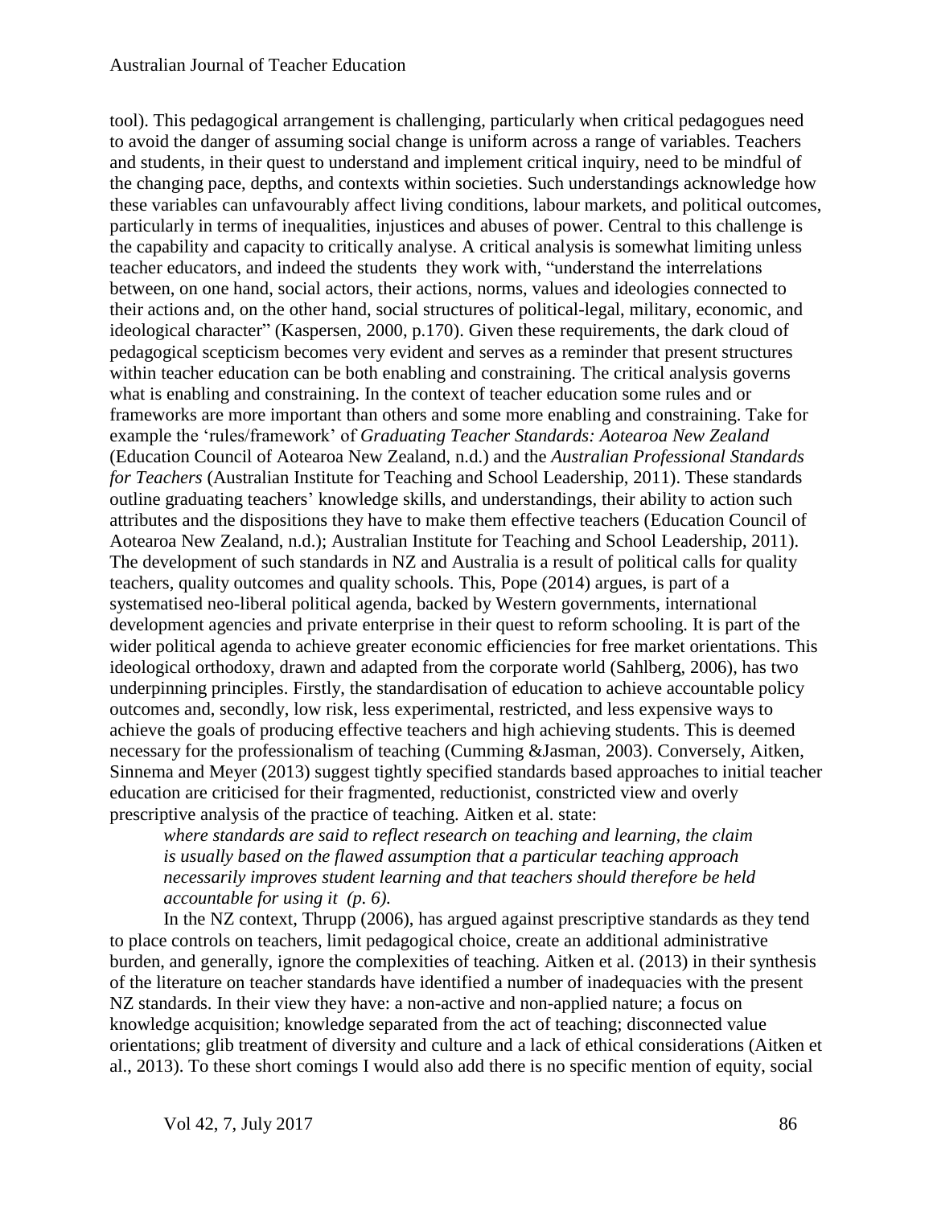tool). This pedagogical arrangement is challenging, particularly when critical pedagogues need to avoid the danger of assuming social change is uniform across a range of variables. Teachers and students, in their quest to understand and implement critical inquiry, need to be mindful of the changing pace, depths, and contexts within societies. Such understandings acknowledge how these variables can unfavourably affect living conditions, labour markets, and political outcomes, particularly in terms of inequalities, injustices and abuses of power. Central to this challenge is the capability and capacity to critically analyse. A critical analysis is somewhat limiting unless teacher educators, and indeed the students they work with, "understand the interrelations between, on one hand, social actors, their actions, norms, values and ideologies connected to their actions and, on the other hand, social structures of political-legal, military, economic, and ideological character" (Kaspersen, 2000, p.170). Given these requirements, the dark cloud of pedagogical scepticism becomes very evident and serves as a reminder that present structures within teacher education can be both enabling and constraining. The critical analysis governs what is enabling and constraining. In the context of teacher education some rules and or frameworks are more important than others and some more enabling and constraining. Take for example the 'rules/framework' of *Graduating Teacher Standards: Aotearoa New Zealand* (Education Council of Aotearoa New Zealand, n.d.) and the *Australian Professional Standards for Teachers* (Australian Institute for Teaching and School Leadership, 2011). These standards outline graduating teachers' knowledge skills, and understandings, their ability to action such attributes and the dispositions they have to make them effective teachers (Education Council of Aotearoa New Zealand, n.d.); Australian Institute for Teaching and School Leadership, 2011). The development of such standards in NZ and Australia is a result of political calls for quality teachers, quality outcomes and quality schools. This, Pope (2014) argues, is part of a systematised neo-liberal political agenda, backed by Western governments, international development agencies and private enterprise in their quest to reform schooling. It is part of the wider political agenda to achieve greater economic efficiencies for free market orientations. This ideological orthodoxy, drawn and adapted from the corporate world (Sahlberg, 2006), has two underpinning principles. Firstly, the standardisation of education to achieve accountable policy outcomes and, secondly, low risk, less experimental, restricted, and less expensive ways to achieve the goals of producing effective teachers and high achieving students. This is deemed necessary for the professionalism of teaching (Cumming &Jasman, 2003). Conversely, Aitken, Sinnema and Meyer (2013) suggest tightly specified standards based approaches to initial teacher education are criticised for their fragmented, reductionist, constricted view and overly prescriptive analysis of the practice of teaching. Aitken et al. state:

> *where standards are said to reflect research on teaching and learning, the claim is usually based on the flawed assumption that a particular teaching approach necessarily improves student learning and that teachers should therefore be held accountable for using it (p. 6).*

In the NZ context, Thrupp (2006), has argued against prescriptive standards as they tend to place controls on teachers, limit pedagogical choice, create an additional administrative burden, and generally, ignore the complexities of teaching. Aitken et al. (2013) in their synthesis of the literature on teacher standards have identified a number of inadequacies with the present NZ standards. In their view they have: a non-active and non-applied nature; a focus on knowledge acquisition; knowledge separated from the act of teaching; disconnected value orientations; glib treatment of diversity and culture and a lack of ethical considerations (Aitken et al., 2013). To these short comings I would also add there is no specific mention of equity, social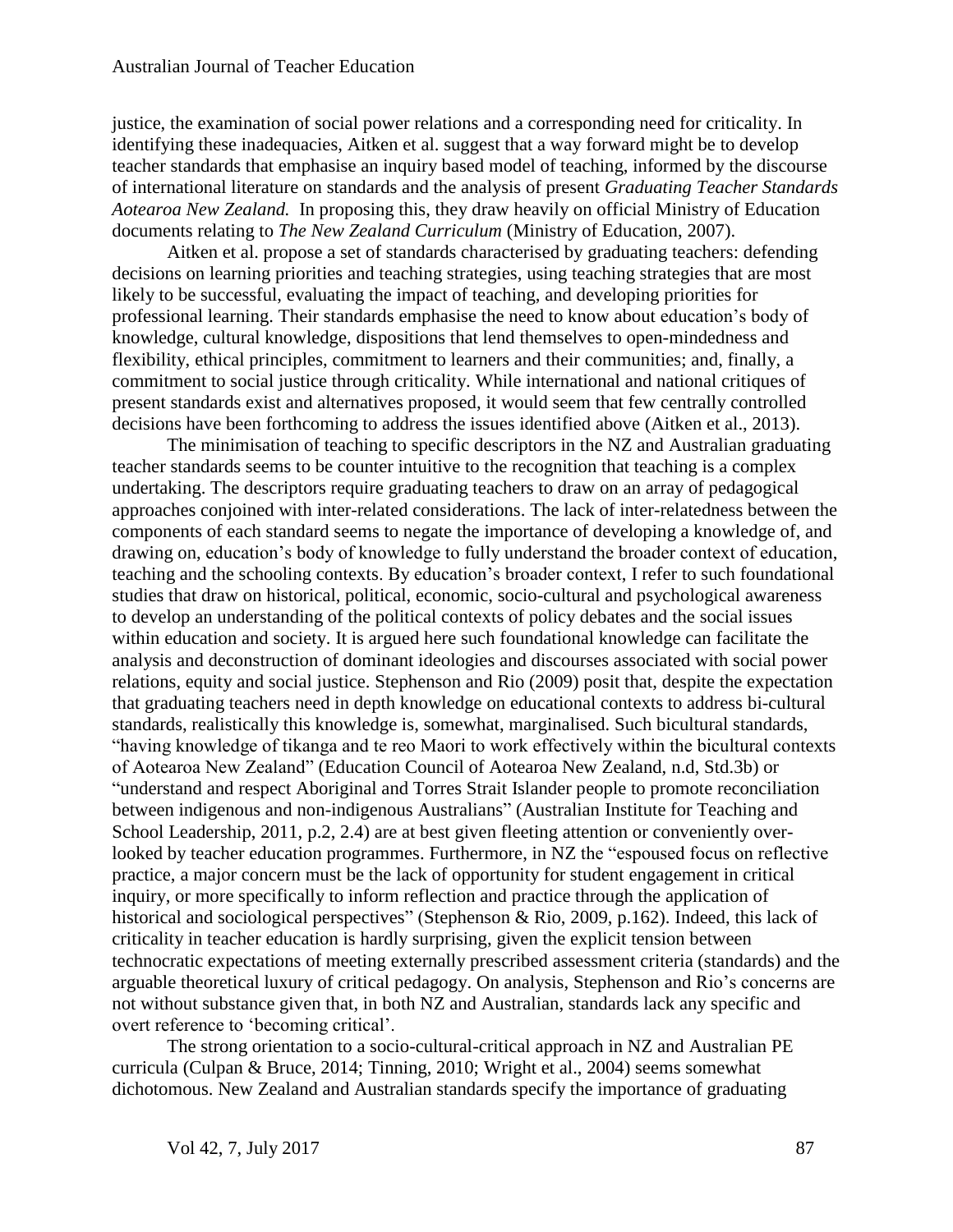justice, the examination of social power relations and a corresponding need for criticality. In identifying these inadequacies, Aitken et al. suggest that a way forward might be to develop teacher standards that emphasise an inquiry based model of teaching, informed by the discourse of international literature on standards and the analysis of present *Graduating Teacher Standards Aotearoa New Zealand.* In proposing this, they draw heavily on official Ministry of Education documents relating to *The New Zealand Curriculum* (Ministry of Education, 2007).

Aitken et al. propose a set of standards characterised by graduating teachers: defending decisions on learning priorities and teaching strategies, using teaching strategies that are most likely to be successful, evaluating the impact of teaching, and developing priorities for professional learning. Their standards emphasise the need to know about education's body of knowledge, cultural knowledge, dispositions that lend themselves to open-mindedness and flexibility, ethical principles, commitment to learners and their communities; and, finally, a commitment to social justice through criticality. While international and national critiques of present standards exist and alternatives proposed, it would seem that few centrally controlled decisions have been forthcoming to address the issues identified above (Aitken et al., 2013).

The minimisation of teaching to specific descriptors in the NZ and Australian graduating teacher standards seems to be counter intuitive to the recognition that teaching is a complex undertaking. The descriptors require graduating teachers to draw on an array of pedagogical approaches conjoined with inter-related considerations. The lack of inter-relatedness between the components of each standard seems to negate the importance of developing a knowledge of, and drawing on, education's body of knowledge to fully understand the broader context of education, teaching and the schooling contexts. By education's broader context, I refer to such foundational studies that draw on historical, political, economic, socio-cultural and psychological awareness to develop an understanding of the political contexts of policy debates and the social issues within education and society. It is argued here such foundational knowledge can facilitate the analysis and deconstruction of dominant ideologies and discourses associated with social power relations, equity and social justice. Stephenson and Rio (2009) posit that, despite the expectation that graduating teachers need in depth knowledge on educational contexts to address bi-cultural standards, realistically this knowledge is, somewhat, marginalised. Such bicultural standards, "having knowledge of tikanga and te reo Maori to work effectively within the bicultural contexts of Aotearoa New Zealand" (Education Council of Aotearoa New Zealand, n.d, Std.3b) or "understand and respect Aboriginal and Torres Strait Islander people to promote reconciliation between indigenous and non-indigenous Australians" (Australian Institute for Teaching and School Leadership, 2011, p.2, 2.4) are at best given fleeting attention or conveniently over-looked by teacher education programmes. Furthermore, in NZ the "espoused focus on reflective practice, a major concern must be the lack of opportunity for student engagement in critical inquiry, or more specifically to inform reflection and practice through the application of historical and sociological perspectives" (Stephenson & Rio, 2009, p.162). Indeed, this lack of criticality in teacher education is hardly surprising, given the explicit tension between technocratic expectations of meeting externally prescribed assessment criteria (standards) and the arguable theoretical luxury of critical pedagogy. On analysis, Stephenson and Rio's concerns are not without substance given that, in both NZ and Australian, standards lack any specific and overt reference to 'becoming critical'.

The strong orientation to a socio-cultural-critical approach in NZ and Australian PE curricula (Culpan & Bruce, 2014; Tinning, 2010; Wright et al., 2004) seems somewhat dichotomous. New Zealand and Australian standards specify the importance of graduating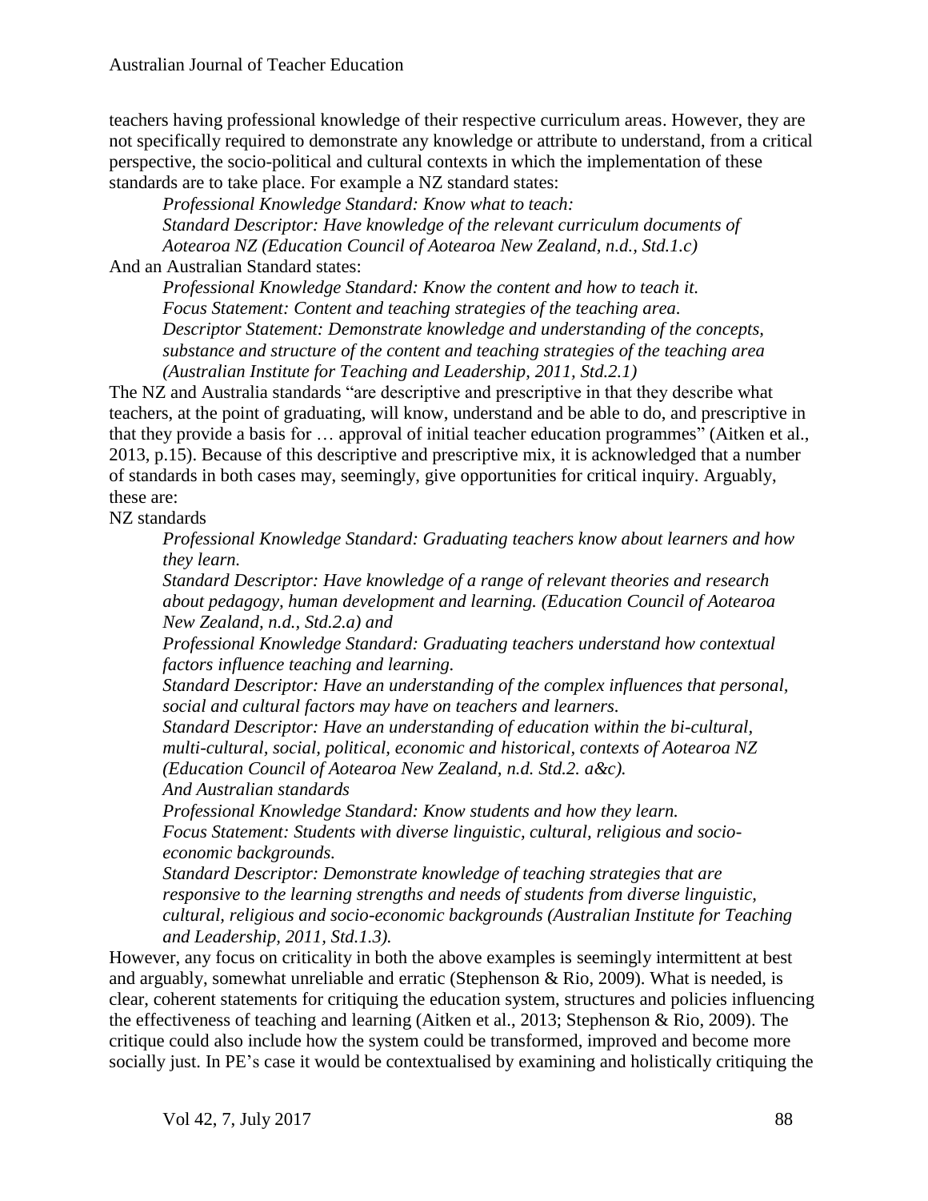teachers having professional knowledge of their respective curriculum areas. However, they are not specifically required to demonstrate any knowledge or attribute to understand, from a critical perspective, the socio-political and cultural contexts in which the implementation of these standards are to take place. For example a NZ standard states:

> *Professional Knowledge Standard: Know what to teach:*
> *Standard Descriptor: Have knowledge of the relevant curriculum documents of Aotearoa NZ (Education Council of Aotearoa New Zealand, n.d., Std.1.c)*

And an Australian Standard states:

> *Professional Knowledge Standard: Know the content and how to teach it.*
> *Focus Statement: Content and teaching strategies of the teaching area.*
> *Descriptor Statement: Demonstrate knowledge and understanding of the concepts, substance and structure of the content and teaching strategies of the teaching area (Australian Institute for Teaching and Leadership, 2011, Std.2.1)*

The NZ and Australia standards "are descriptive and prescriptive in that they describe what teachers, at the point of graduating, will know, understand and be able to do, and prescriptive in that they provide a basis for … approval of initial teacher education programmes" (Aitken et al., 2013, p.15). Because of this descriptive and prescriptive mix, it is acknowledged that a number of standards in both cases may, seemingly, give opportunities for critical inquiry. Arguably, these are:

NZ standards

> *Professional Knowledge Standard: Graduating teachers know about learners and how they learn.*
> *Standard Descriptor: Have knowledge of a range of relevant theories and research about pedagogy, human development and learning. (Education Council of Aotearoa New Zealand, n.d., Std.2.a) and*
> *Professional Knowledge Standard: Graduating teachers understand how contextual factors influence teaching and learning.*
> *Standard Descriptor: Have an understanding of the complex influences that personal, social and cultural factors may have on teachers and learners.*
> *Standard Descriptor: Have an understanding of education within the bi-cultural, multi-cultural, social, political, economic and historical, contexts of Aotearoa NZ (Education Council of Aotearoa New Zealand, n.d. Std.2. a&c).*
> *And Australian standards*
> *Professional Knowledge Standard: Know students and how they learn.*
> *Focus Statement: Students with diverse linguistic, cultural, religious and socio-economic backgrounds.*
> *Standard Descriptor: Demonstrate knowledge of teaching strategies that are responsive to the learning strengths and needs of students from diverse linguistic, cultural, religious and socio-economic backgrounds (Australian Institute for Teaching and Leadership, 2011, Std.1.3).*

However, any focus on criticality in both the above examples is seemingly intermittent at best and arguably, somewhat unreliable and erratic (Stephenson & Rio, 2009). What is needed, is clear, coherent statements for critiquing the education system, structures and policies influencing the effectiveness of teaching and learning (Aitken et al., 2013; Stephenson & Rio, 2009). The critique could also include how the system could be transformed, improved and become more socially just. In PE's case it would be contextualised by examining and holistically critiquing the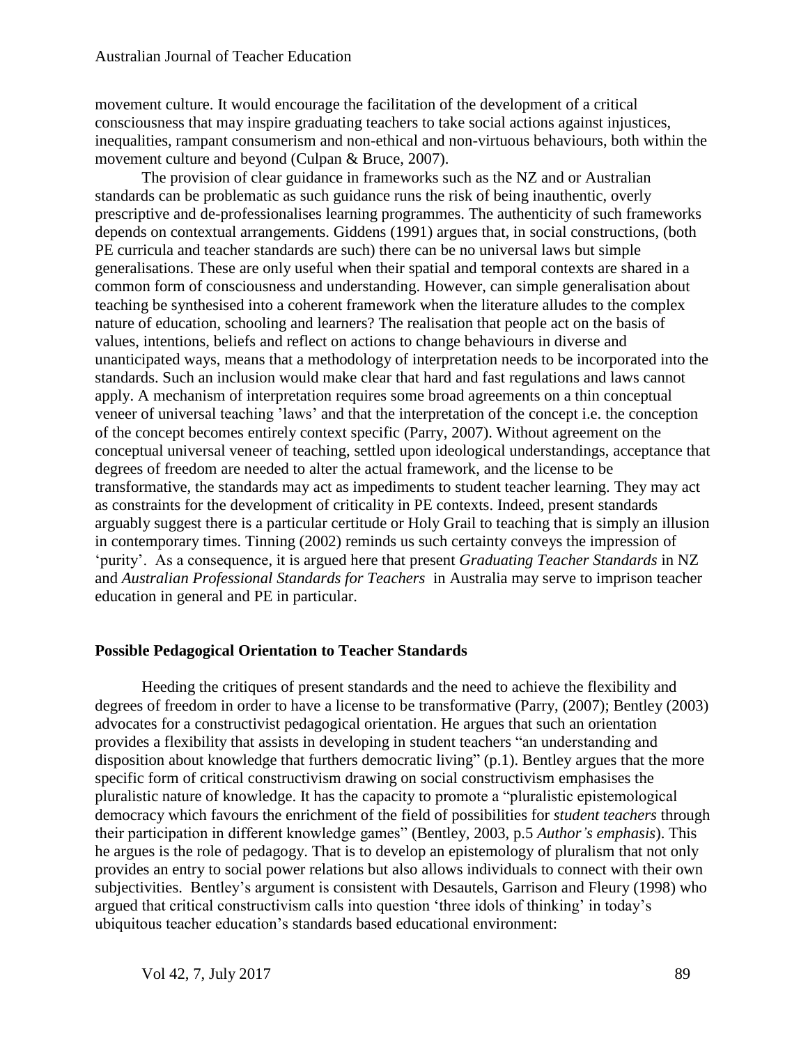movement culture. It would encourage the facilitation of the development of a critical consciousness that may inspire graduating teachers to take social actions against injustices, inequalities, rampant consumerism and non-ethical and non-virtuous behaviours, both within the movement culture and beyond (Culpan & Bruce, 2007).

The provision of clear guidance in frameworks such as the NZ and or Australian standards can be problematic as such guidance runs the risk of being inauthentic, overly prescriptive and de-professionalises learning programmes. The authenticity of such frameworks depends on contextual arrangements. Giddens (1991) argues that, in social constructions, (both PE curricula and teacher standards are such) there can be no universal laws but simple generalisations. These are only useful when their spatial and temporal contexts are shared in a common form of consciousness and understanding. However, can simple generalisation about teaching be synthesised into a coherent framework when the literature alludes to the complex nature of education, schooling and learners? The realisation that people act on the basis of values, intentions, beliefs and reflect on actions to change behaviours in diverse and unanticipated ways, means that a methodology of interpretation needs to be incorporated into the standards. Such an inclusion would make clear that hard and fast regulations and laws cannot apply. A mechanism of interpretation requires some broad agreements on a thin conceptual veneer of universal teaching 'laws' and that the interpretation of the concept i.e. the conception of the concept becomes entirely context specific (Parry, 2007). Without agreement on the conceptual universal veneer of teaching, settled upon ideological understandings, acceptance that degrees of freedom are needed to alter the actual framework, and the license to be transformative, the standards may act as impediments to student teacher learning. They may act as constraints for the development of criticality in PE contexts. Indeed, present standards arguably suggest there is a particular certitude or Holy Grail to teaching that is simply an illusion in contemporary times. Tinning (2002) reminds us such certainty conveys the impression of 'purity'. As a consequence, it is argued here that present *Graduating Teacher Standards* in NZ and *Australian Professional Standards for Teachers* in Australia may serve to imprison teacher education in general and PE in particular.

## Possible Pedagogical Orientation to Teacher Standards

Heeding the critiques of present standards and the need to achieve the flexibility and degrees of freedom in order to have a license to be transformative (Parry, (2007); Bentley (2003) advocates for a constructivist pedagogical orientation. He argues that such an orientation provides a flexibility that assists in developing in student teachers "an understanding and disposition about knowledge that furthers democratic living" (p.1). Bentley argues that the more specific form of critical constructivism drawing on social constructivism emphasises the pluralistic nature of knowledge. It has the capacity to promote a "pluralistic epistemological democracy which favours the enrichment of the field of possibilities for *student teachers* through their participation in different knowledge games" (Bentley, 2003, p.5 *Author's emphasis*). This he argues is the role of pedagogy. That is to develop an epistemology of pluralism that not only provides an entry to social power relations but also allows individuals to connect with their own subjectivities. Bentley's argument is consistent with Desautels, Garrison and Fleury (1998) who argued that critical constructivism calls into question 'three idols of thinking' in today's ubiquitous teacher education's standards based educational environment: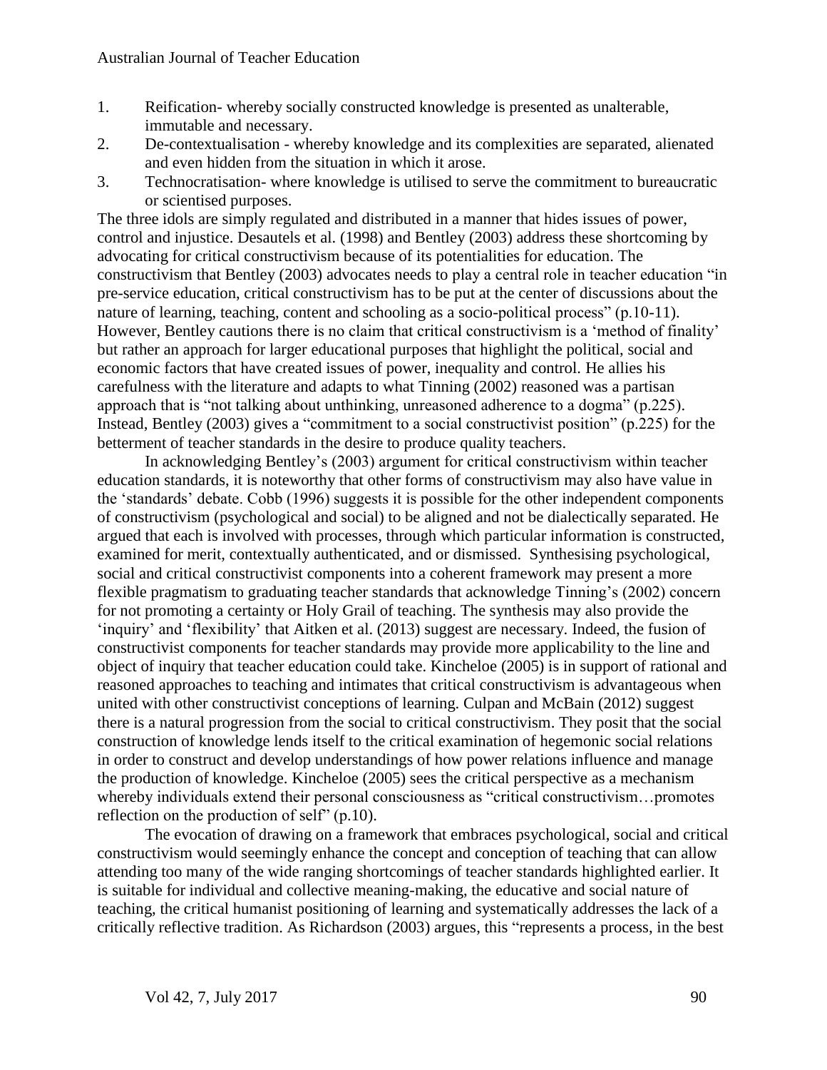1. Reification- whereby socially constructed knowledge is presented as unalterable, immutable and necessary.
2. De-contextualisation - whereby knowledge and its complexities are separated, alienated and even hidden from the situation in which it arose.
3. Technocratisation- where knowledge is utilised to serve the commitment to bureaucratic or scientised purposes.

The three idols are simply regulated and distributed in a manner that hides issues of power, control and injustice. Desautels et al. (1998) and Bentley (2003) address these shortcoming by advocating for critical constructivism because of its potentialities for education. The constructivism that Bentley (2003) advocates needs to play a central role in teacher education "in pre-service education, critical constructivism has to be put at the center of discussions about the nature of learning, teaching, content and schooling as a socio-political process" (p.10-11). However, Bentley cautions there is no claim that critical constructivism is a 'method of finality' but rather an approach for larger educational purposes that highlight the political, social and economic factors that have created issues of power, inequality and control. He allies his carefulness with the literature and adapts to what Tinning (2002) reasoned was a partisan approach that is "not talking about unthinking, unreasoned adherence to a dogma" (p.225). Instead, Bentley (2003) gives a "commitment to a social constructivist position" (p.225) for the betterment of teacher standards in the desire to produce quality teachers.

In acknowledging Bentley's (2003) argument for critical constructivism within teacher education standards, it is noteworthy that other forms of constructivism may also have value in the 'standards' debate. Cobb (1996) suggests it is possible for the other independent components of constructivism (psychological and social) to be aligned and not be dialectically separated. He argued that each is involved with processes, through which particular information is constructed, examined for merit, contextually authenticated, and or dismissed. Synthesising psychological, social and critical constructivist components into a coherent framework may present a more flexible pragmatism to graduating teacher standards that acknowledge Tinning's (2002) concern for not promoting a certainty or Holy Grail of teaching. The synthesis may also provide the 'inquiry' and 'flexibility' that Aitken et al. (2013) suggest are necessary. Indeed, the fusion of constructivist components for teacher standards may provide more applicability to the line and object of inquiry that teacher education could take. Kincheloe (2005) is in support of rational and reasoned approaches to teaching and intimates that critical constructivism is advantageous when united with other constructivist conceptions of learning. Culpan and McBain (2012) suggest there is a natural progression from the social to critical constructivism. They posit that the social construction of knowledge lends itself to the critical examination of hegemonic social relations in order to construct and develop understandings of how power relations influence and manage the production of knowledge. Kincheloe (2005) sees the critical perspective as a mechanism whereby individuals extend their personal consciousness as "critical constructivism…promotes reflection on the production of self" (p.10).

The evocation of drawing on a framework that embraces psychological, social and critical constructivism would seemingly enhance the concept and conception of teaching that can allow attending too many of the wide ranging shortcomings of teacher standards highlighted earlier. It is suitable for individual and collective meaning-making, the educative and social nature of teaching, the critical humanist positioning of learning and systematically addresses the lack of a critically reflective tradition. As Richardson (2003) argues, this "represents a process, in the best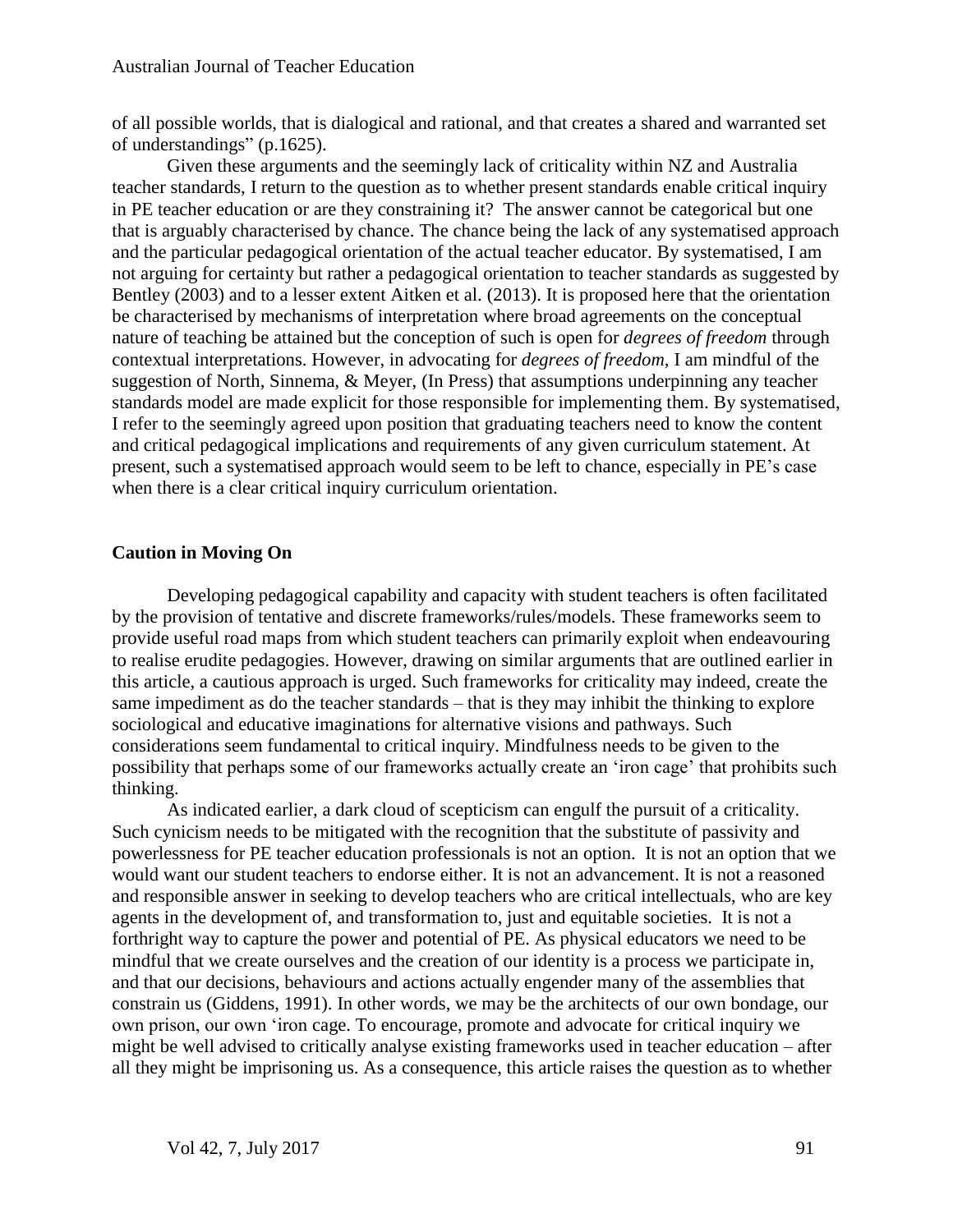of all possible worlds, that is dialogical and rational, and that creates a shared and warranted set of understandings" (p.1625).

Given these arguments and the seemingly lack of criticality within NZ and Australia teacher standards, I return to the question as to whether present standards enable critical inquiry in PE teacher education or are they constraining it? The answer cannot be categorical but one that is arguably characterised by chance. The chance being the lack of any systematised approach and the particular pedagogical orientation of the actual teacher educator. By systematised, I am not arguing for certainty but rather a pedagogical orientation to teacher standards as suggested by Bentley (2003) and to a lesser extent Aitken et al. (2013). It is proposed here that the orientation be characterised by mechanisms of interpretation where broad agreements on the conceptual nature of teaching be attained but the conception of such is open for *degrees of freedom* through contextual interpretations. However, in advocating for *degrees of freedom*, I am mindful of the suggestion of North, Sinnema, & Meyer, (In Press) that assumptions underpinning any teacher standards model are made explicit for those responsible for implementing them. By systematised, I refer to the seemingly agreed upon position that graduating teachers need to know the content and critical pedagogical implications and requirements of any given curriculum statement. At present, such a systematised approach would seem to be left to chance, especially in PE's case when there is a clear critical inquiry curriculum orientation.

## Caution in Moving On

Developing pedagogical capability and capacity with student teachers is often facilitated by the provision of tentative and discrete frameworks/rules/models. These frameworks seem to provide useful road maps from which student teachers can primarily exploit when endeavouring to realise erudite pedagogies. However, drawing on similar arguments that are outlined earlier in this article, a cautious approach is urged. Such frameworks for criticality may indeed, create the same impediment as do the teacher standards – that is they may inhibit the thinking to explore sociological and educative imaginations for alternative visions and pathways. Such considerations seem fundamental to critical inquiry. Mindfulness needs to be given to the possibility that perhaps some of our frameworks actually create an 'iron cage' that prohibits such thinking.

As indicated earlier, a dark cloud of scepticism can engulf the pursuit of a criticality. Such cynicism needs to be mitigated with the recognition that the substitute of passivity and powerlessness for PE teacher education professionals is not an option. It is not an option that we would want our student teachers to endorse either. It is not an advancement. It is not a reasoned and responsible answer in seeking to develop teachers who are critical intellectuals, who are key agents in the development of, and transformation to, just and equitable societies. It is not a forthright way to capture the power and potential of PE. As physical educators we need to be mindful that we create ourselves and the creation of our identity is a process we participate in, and that our decisions, behaviours and actions actually engender many of the assemblies that constrain us (Giddens, 1991). In other words, we may be the architects of our own bondage, our own prison, our own 'iron cage. To encourage, promote and advocate for critical inquiry we might be well advised to critically analyse existing frameworks used in teacher education – after all they might be imprisoning us. As a consequence, this article raises the question as to whether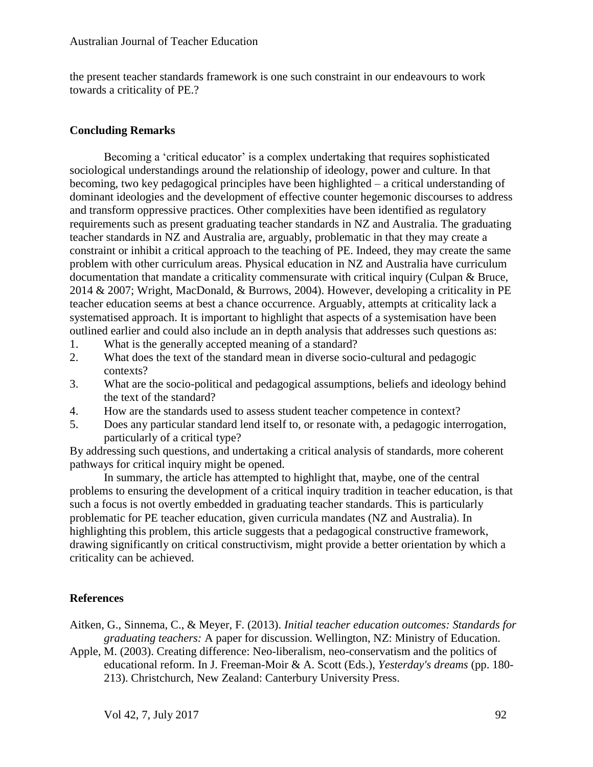the present teacher standards framework is one such constraint in our endeavours to work towards a criticality of PE.?

## Concluding Remarks

Becoming a 'critical educator' is a complex undertaking that requires sophisticated sociological understandings around the relationship of ideology, power and culture. In that becoming, two key pedagogical principles have been highlighted – a critical understanding of dominant ideologies and the development of effective counter hegemonic discourses to address and transform oppressive practices. Other complexities have been identified as regulatory requirements such as present graduating teacher standards in NZ and Australia. The graduating teacher standards in NZ and Australia are, arguably, problematic in that they may create a constraint or inhibit a critical approach to the teaching of PE. Indeed, they may create the same problem with other curriculum areas. Physical education in NZ and Australia have curriculum documentation that mandate a criticality commensurate with critical inquiry (Culpan & Bruce, 2014 & 2007; Wright, MacDonald, & Burrows, 2004). However, developing a criticality in PE teacher education seems at best a chance occurrence. Arguably, attempts at criticality lack a systematised approach. It is important to highlight that aspects of a systemisation have been outlined earlier and could also include an in depth analysis that addresses such questions as:

1. What is the generally accepted meaning of a standard?
2. What does the text of the standard mean in diverse socio-cultural and pedagogic contexts?
3. What are the socio-political and pedagogical assumptions, beliefs and ideology behind the text of the standard?
4. How are the standards used to assess student teacher competence in context?
5. Does any particular standard lend itself to, or resonate with, a pedagogic interrogation, particularly of a critical type?

By addressing such questions, and undertaking a critical analysis of standards, more coherent pathways for critical inquiry might be opened.

In summary, the article has attempted to highlight that, maybe, one of the central problems to ensuring the development of a critical inquiry tradition in teacher education, is that such a focus is not overtly embedded in graduating teacher standards. This is particularly problematic for PE teacher education, given curricula mandates (NZ and Australia). In highlighting this problem, this article suggests that a pedagogical constructive framework, drawing significantly on critical constructivism, might provide a better orientation by which a criticality can be achieved.

## References

Aitken, G., Sinnema, C., & Meyer, F. (2013). *Initial teacher education outcomes: Standards for graduating teachers:* A paper for discussion. Wellington, NZ: Ministry of Education.

Apple, M. (2003). Creating difference: Neo-liberalism, neo-conservatism and the politics of educational reform. In J. Freeman-Moir & A. Scott (Eds.), *Yesterday's dreams* (pp. 180-213). Christchurch, New Zealand: Canterbury University Press.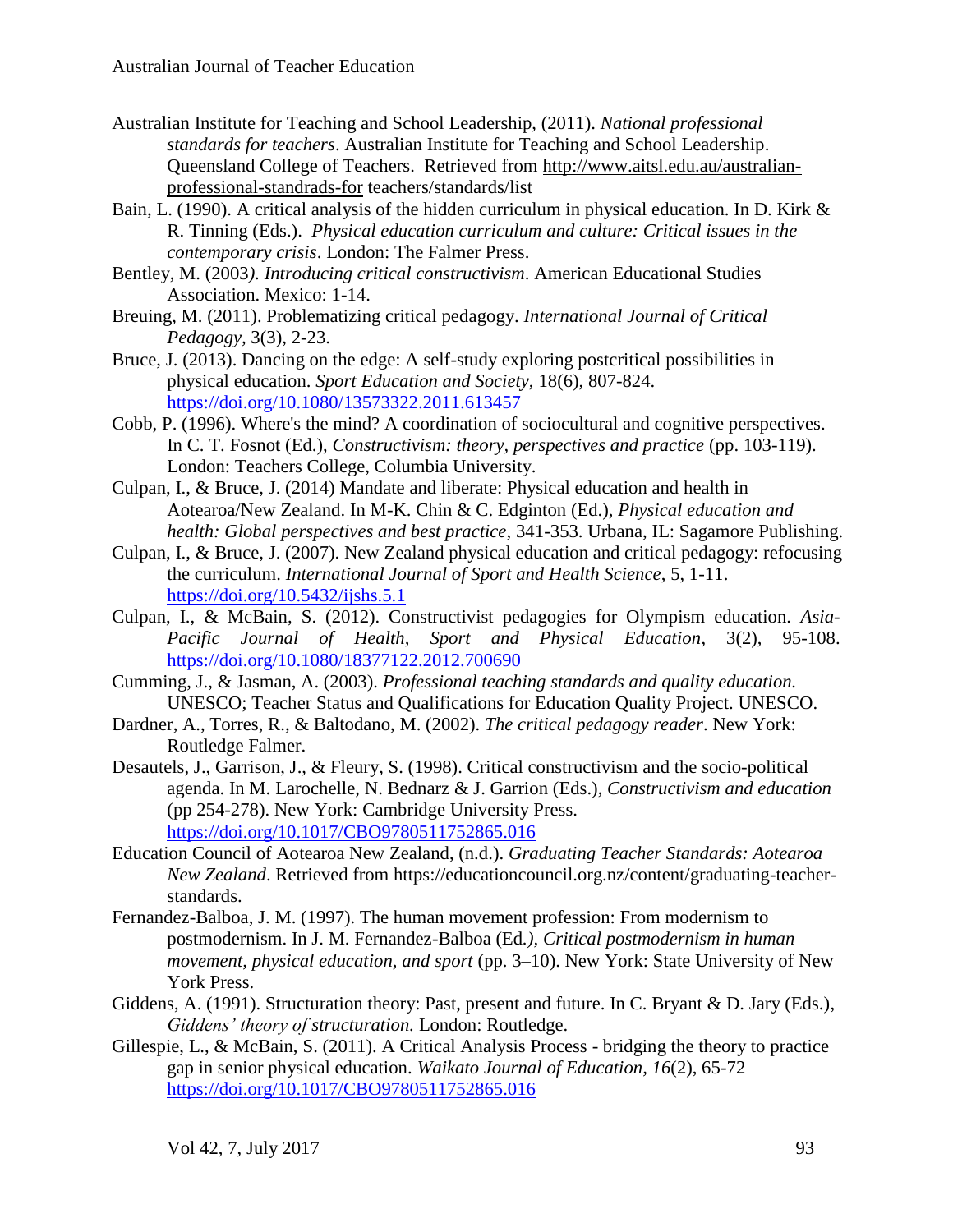Australian Institute for Teaching and School Leadership, (2011). *National professional standards for teachers*. Australian Institute for Teaching and School Leadership. Queensland College of Teachers. Retrieved from http://www.aitsl.edu.au/australian-professional-standrads-for teachers/standards/list

Bain, L. (1990). A critical analysis of the hidden curriculum in physical education. In D. Kirk & R. Tinning (Eds.). *Physical education curriculum and culture: Critical issues in the contemporary crisis*. London: The Falmer Press.

Bentley, M. (2003*). Introducing critical constructivism*. American Educational Studies Association. Mexico: 1-14.

Breuing, M. (2011). Problematizing critical pedagogy. *International Journal of Critical Pedagogy*, 3(3), 2-23.

Bruce, J. (2013). Dancing on the edge: A self-study exploring postcritical possibilities in physical education. *Sport Education and Society*, 18(6), 807-824. https://doi.org/10.1080/13573322.2011.613457

Cobb, P. (1996). Where's the mind? A coordination of sociocultural and cognitive perspectives. In C. T. Fosnot (Ed.), *Constructivism: theory, perspectives and practice* (pp. 103-119). London: Teachers College, Columbia University.

Culpan, I., & Bruce, J. (2014) Mandate and liberate: Physical education and health in Aotearoa/New Zealand. In M-K. Chin & C. Edginton (Ed.), *Physical education and health: Global perspectives and best practice*, 341-353. Urbana, IL: Sagamore Publishing.

Culpan, I., & Bruce, J. (2007). New Zealand physical education and critical pedagogy: refocusing the curriculum. *International Journal of Sport and Health Science*, 5, 1-11. https://doi.org/10.5432/ijshs.5.1

Culpan, I., & McBain, S. (2012). Constructivist pedagogies for Olympism education. *Asia-Pacific Journal of Health, Sport and Physical Education*, 3(2), 95-108. https://doi.org/10.1080/18377122.2012.700690

Cumming, J., & Jasman, A. (2003). *Professional teaching standards and quality education.* UNESCO; Teacher Status and Qualifications for Education Quality Project. UNESCO.

Dardner, A., Torres, R., & Baltodano, M. (2002). *The critical pedagogy reader*. New York: Routledge Falmer.

Desautels, J., Garrison, J., & Fleury, S. (1998). Critical constructivism and the socio-political agenda. In M. Larochelle, N. Bednarz & J. Garrion (Eds.), *Constructivism and education* (pp 254-278). New York: Cambridge University Press. https://doi.org/10.1017/CBO9780511752865.016

Education Council of Aotearoa New Zealand, (n.d.). *Graduating Teacher Standards: Aotearoa New Zealand*. Retrieved from https://educationcouncil.org.nz/content/graduating-teacher-standards.

Fernandez-Balboa, J. M. (1997). The human movement profession: From modernism to postmodernism. In J. M. Fernandez-Balboa (Ed*.), Critical postmodernism in human movement, physical education, and sport* (pp. 3–10). New York: State University of New York Press.

Giddens, A. (1991). Structuration theory: Past, present and future. In C. Bryant & D. Jary (Eds.), *Giddens' theory of structuration.* London: Routledge.

Gillespie, L., & McBain, S. (2011). A Critical Analysis Process - bridging the theory to practice gap in senior physical education. *Waikato Journal of Education, 16*(2), 65-72 https://doi.org/10.1017/CBO9780511752865.016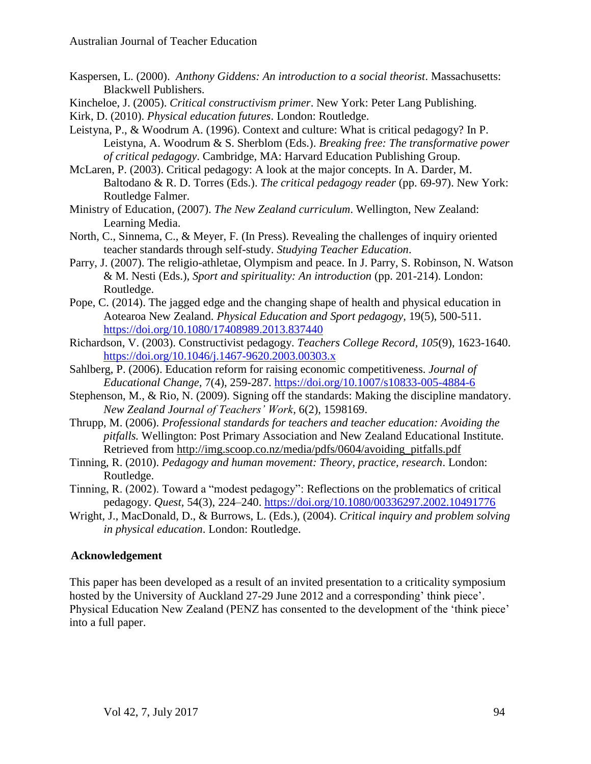Kaspersen, L. (2000). *Anthony Giddens: An introduction to a social theorist*. Massachusetts: Blackwell Publishers.

Kincheloe, J. (2005). *Critical constructivism primer*. New York: Peter Lang Publishing.

Kirk, D. (2010). *Physical education futures*. London: Routledge.

Leistyna, P., & Woodrum A. (1996). Context and culture: What is critical pedagogy? In P. Leistyna, A. Woodrum & S. Sherblom (Eds.). *Breaking free: The transformative power of critical pedagogy*. Cambridge, MA: Harvard Education Publishing Group.

McLaren, P. (2003). Critical pedagogy: A look at the major concepts. In A. Darder, M. Baltodano & R. D. Torres (Eds.). *The critical pedagogy reader* (pp. 69-97). New York: Routledge Falmer.

Ministry of Education, (2007). *The New Zealand curriculum*. Wellington, New Zealand: Learning Media.

North, C., Sinnema, C., & Meyer, F. (In Press). Revealing the challenges of inquiry oriented teacher standards through self-study. *Studying Teacher Education*.

Parry, J. (2007). The religio-athletae, Olympism and peace. In J. Parry, S. Robinson, N. Watson & M. Nesti (Eds.), *Sport and spirituality: An introduction* (pp. 201-214). London: Routledge.

Pope, C. (2014). The jagged edge and the changing shape of health and physical education in Aotearoa New Zealand. *Physical Education and Sport pedagogy*, 19(5), 500-511. https://doi.org/10.1080/17408989.2013.837440

Richardson, V. (2003). Constructivist pedagogy. *Teachers College Record, 105*(9), 1623-1640. https://doi.org/10.1046/j.1467-9620.2003.00303.x

Sahlberg, P. (2006). Education reform for raising economic competitiveness. *Journal of Educational Change*, 7(4), 259-287. https://doi.org/10.1007/s10833-005-4884-6

Stephenson, M., & Rio, N. (2009). Signing off the standards: Making the discipline mandatory. *New Zealand Journal of Teachers' Work*, 6(2), 1598169.

Thrupp, M. (2006). *Professional standards for teachers and teacher education: Avoiding the pitfalls.* Wellington: Post Primary Association and New Zealand Educational Institute. Retrieved from http://img.scoop.co.nz/media/pdfs/0604/avoiding_pitfalls.pdf

Tinning, R. (2010). *Pedagogy and human movement: Theory, practice, research*. London: Routledge.

Tinning, R. (2002). Toward a "modest pedagogy": Reflections on the problematics of critical pedagogy. *Quest*, 54(3), 224–240. https://doi.org/10.1080/00336297.2002.10491776

Wright, J., MacDonald, D., & Burrows, L. (Eds.), (2004). *Critical inquiry and problem solving in physical education*. London: Routledge.

## Acknowledgement

This paper has been developed as a result of an invited presentation to a criticality symposium hosted by the University of Auckland 27-29 June 2012 and a corresponding' think piece'. Physical Education New Zealand (PENZ has consented to the development of the 'think piece' into a full paper.